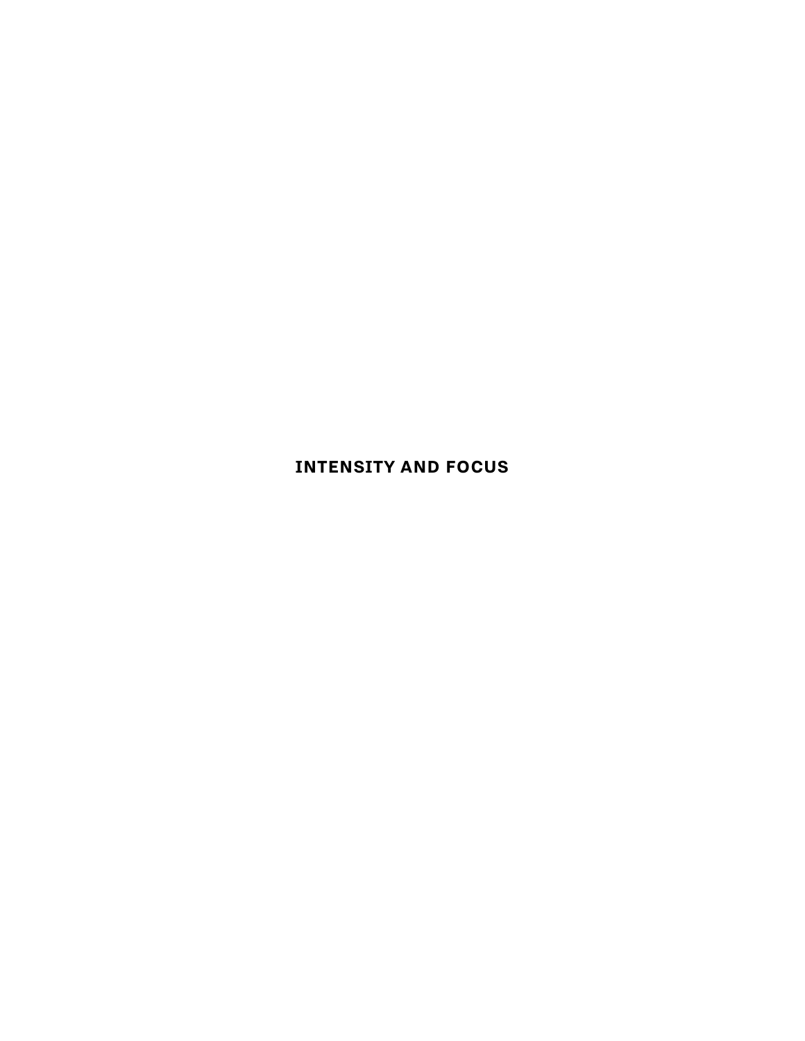# INTENSITY AND FOCUS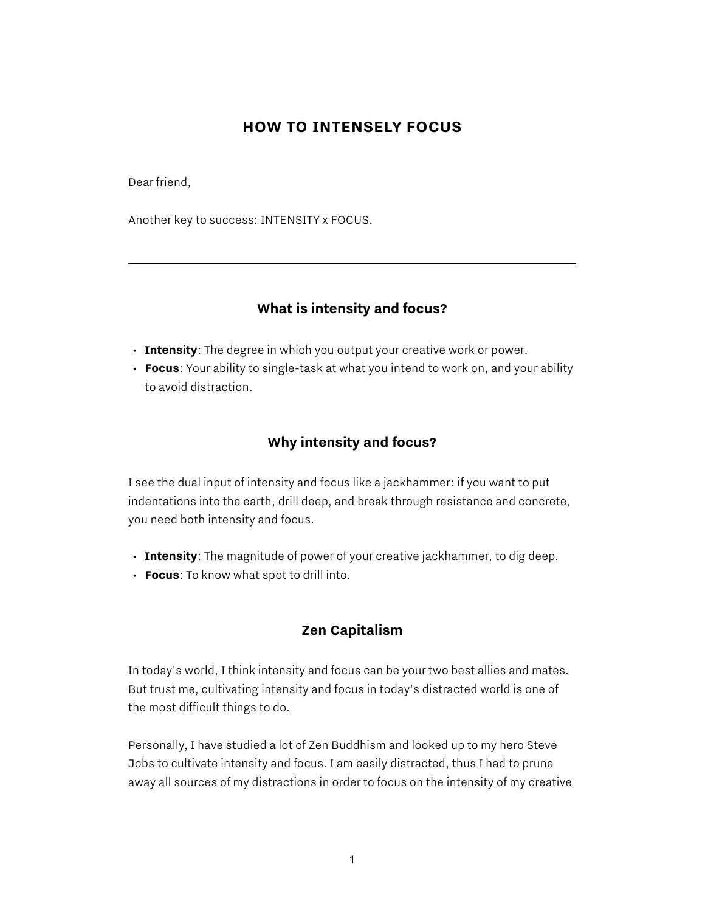# HOW TO INTENSELY FOCUS

Dear friend,

Another key to success: INTENSITY x FOCUS.

---

## What is intensity and focus?

- **Intensity**: The degree in which you output your creative work or power.
- **Focus**: Your ability to single-task at what you intend to work on, and your ability to avoid distraction.

## Why intensity and focus?

I see the dual input of intensity and focus like a jackhammer: if you want to put indentations into the earth, drill deep, and break through resistance and concrete, you need both intensity and focus.

- **Intensity**: The magnitude of power of your creative jackhammer, to dig deep.
- **Focus**: To know what spot to drill into.

## Zen Capitalism

In today's world, I think intensity and focus can be your two best allies and mates. But trust me, cultivating intensity and focus in today's distracted world is one of the most difficult things to do.

Personally, I have studied a lot of Zen Buddhism and looked up to my hero Steve Jobs to cultivate intensity and focus. I am easily distracted, thus I had to prune away all sources of my distractions in order to focus on the intensity of my creative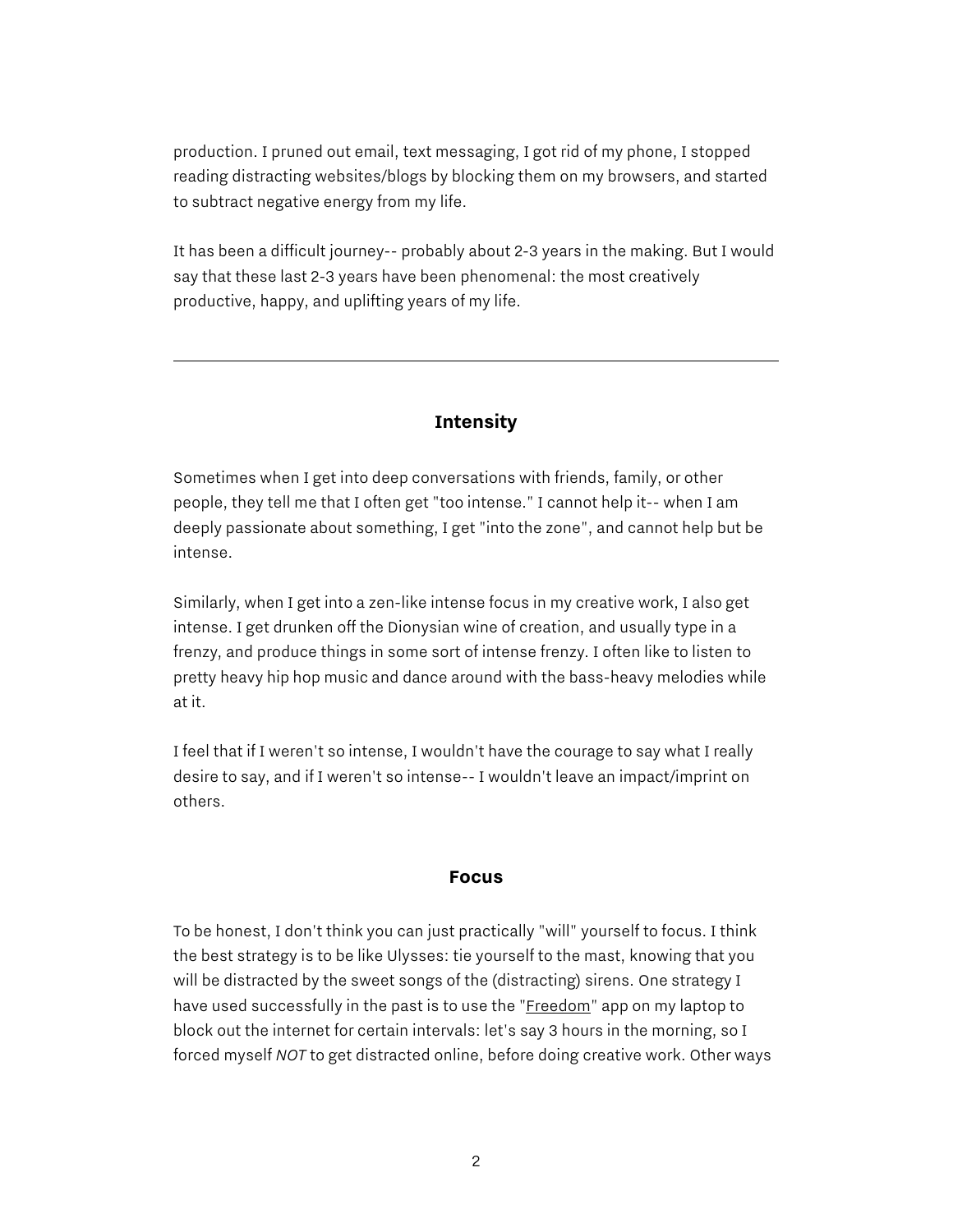production. I pruned out email, text messaging, I got rid of my phone, I stopped reading distracting websites/blogs by blocking them on my browsers, and started to subtract negative energy from my life.

It has been a difficult journey-- probably about 2-3 years in the making. But I would say that these last 2-3 years have been phenomenal: the most creatively productive, happy, and uplifting years of my life.

---

### Intensity

Sometimes when I get into deep conversations with friends, family, or other people, they tell me that I often get "too intense." I cannot help it-- when I am deeply passionate about something, I get "into the zone", and cannot help but be intense.

Similarly, when I get into a zen-like intense focus in my creative work, I also get intense. I get drunken off the Dionysian wine of creation, and usually type in a frenzy, and produce things in some sort of intense frenzy. I often like to listen to pretty heavy hip hop music and dance around with the bass-heavy melodies while at it.

I feel that if I weren't so intense, I wouldn't have the courage to say what I really desire to say, and if I weren't so intense-- I wouldn't leave an impact/imprint on others.

### Focus

To be honest, I don't think you can just practically "will" yourself to focus. I think the best strategy is to be like Ulysses: tie yourself to the mast, knowing that you will be distracted by the sweet songs of the (distracting) sirens. One strategy I have used successfully in the past is to use the "Freedom" app on my laptop to block out the internet for certain intervals: let's say 3 hours in the morning, so I forced myself *NOT* to get distracted online, before doing creative work. Other ways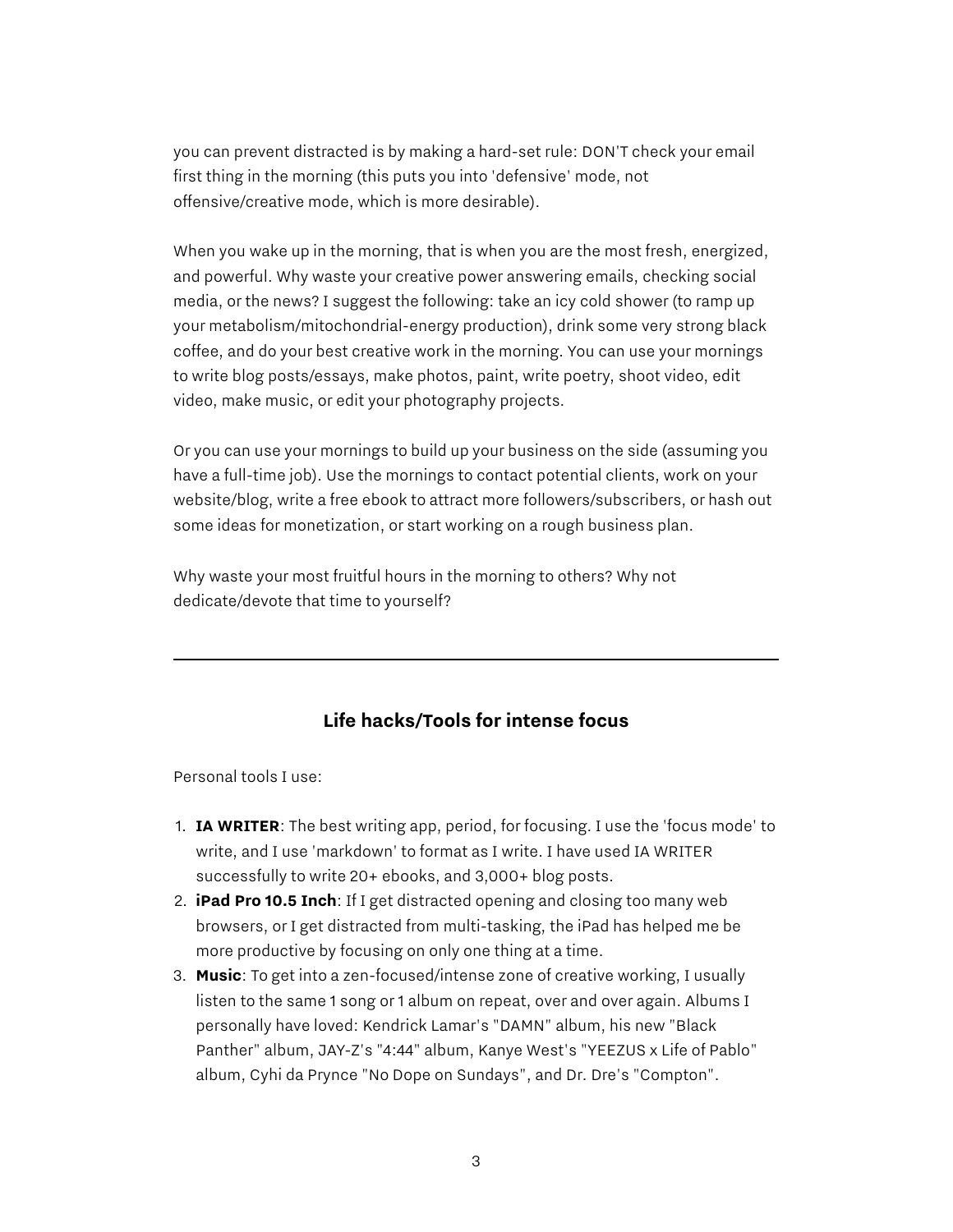you can prevent distracted is by making a hard-set rule: DON'T check your email first thing in the morning (this puts you into 'defensive' mode, not offensive/creative mode, which is more desirable).

When you wake up in the morning, that is when you are the most fresh, energized, and powerful. Why waste your creative power answering emails, checking social media, or the news? I suggest the following: take an icy cold shower (to ramp up your metabolism/mitochondrial-energy production), drink some very strong black coffee, and do your best creative work in the morning. You can use your mornings to write blog posts/essays, make photos, paint, write poetry, shoot video, edit video, make music, or edit your photography projects.

Or you can use your mornings to build up your business on the side (assuming you have a full-time job). Use the mornings to contact potential clients, work on your website/blog, write a free ebook to attract more followers/subscribers, or hash out some ideas for monetization, or start working on a rough business plan.

Why waste your most fruitful hours in the morning to others? Why not dedicate/devote that time to yourself?

---

### Life hacks/Tools for intense focus

Personal tools I use:

1. **IA WRITER**: The best writing app, period, for focusing. I use the 'focus mode' to write, and I use 'markdown' to format as I write. I have used IA WRITER successfully to write 20+ ebooks, and 3,000+ blog posts.
2. **iPad Pro 10.5 Inch**: If I get distracted opening and closing too many web browsers, or I get distracted from multi-tasking, the iPad has helped me be more productive by focusing on only one thing at a time.
3. **Music**: To get into a zen-focused/intense zone of creative working, I usually listen to the same 1 song or 1 album on repeat, over and over again. Albums I personally have loved: Kendrick Lamar's "DAMN" album, his new "Black Panther" album, JAY-Z's "4:44" album, Kanye West's "YEEZUS x Life of Pablo" album, Cyhi da Prynce "No Dope on Sundays", and Dr. Dre's "Compton".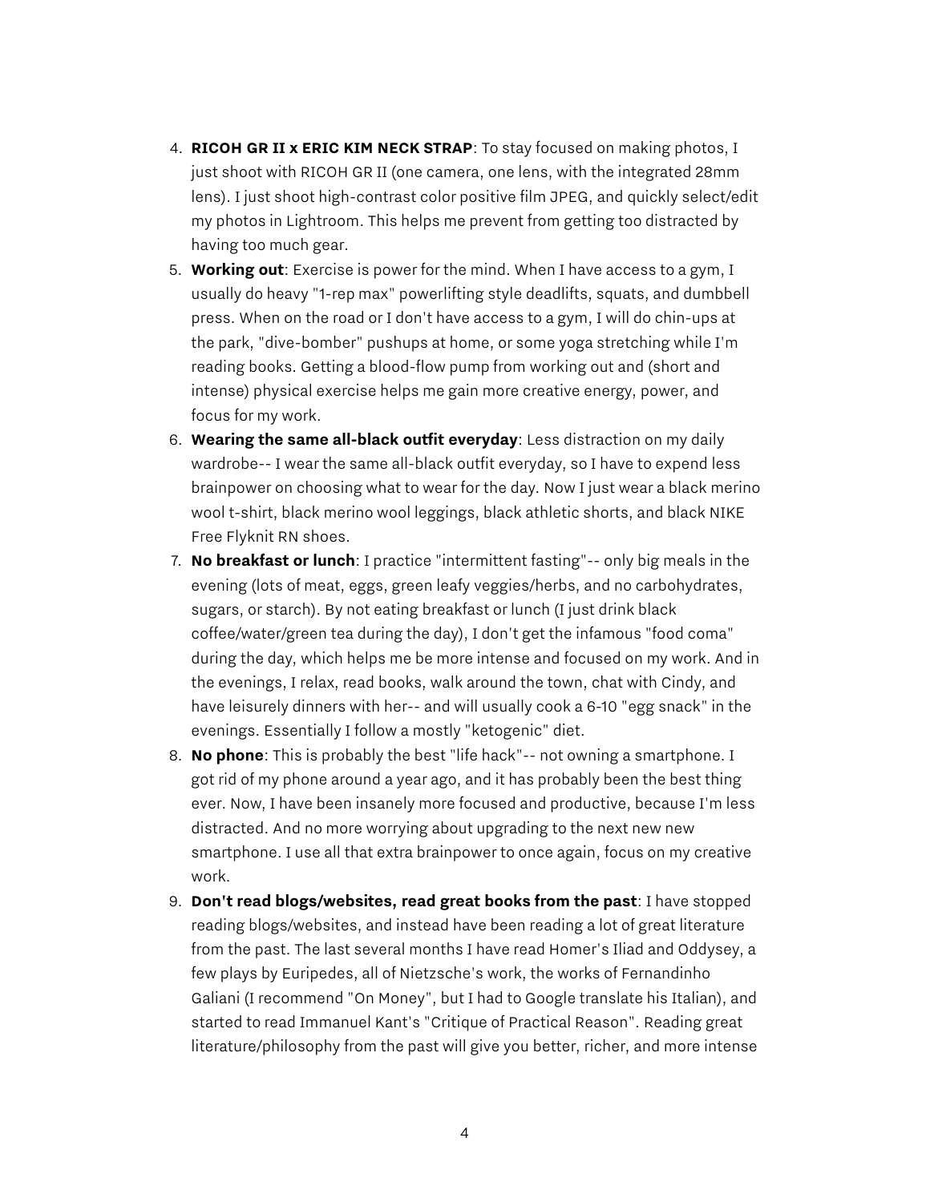4. **RICOH GR II x ERIC KIM NECK STRAP**: To stay focused on making photos, I just shoot with RICOH GR II (one camera, one lens, with the integrated 28mm lens). I just shoot high-contrast color positive film JPEG, and quickly select/edit my photos in Lightroom. This helps me prevent from getting too distracted by having too much gear.
5. **Working out**: Exercise is power for the mind. When I have access to a gym, I usually do heavy "1-rep max" powerlifting style deadlifts, squats, and dumbbell press. When on the road or I don't have access to a gym, I will do chin-ups at the park, "dive-bomber" pushups at home, or some yoga stretching while I'm reading books. Getting a blood-flow pump from working out and (short and intense) physical exercise helps me gain more creative energy, power, and focus for my work.
6. **Wearing the same all-black outfit everyday**: Less distraction on my daily wardrobe-- I wear the same all-black outfit everyday, so I have to expend less brainpower on choosing what to wear for the day. Now I just wear a black merino wool t-shirt, black merino wool leggings, black athletic shorts, and black NIKE Free Flyknit RN shoes.
7. **No breakfast or lunch**: I practice "intermittent fasting"-- only big meals in the evening (lots of meat, eggs, green leafy veggies/herbs, and no carbohydrates, sugars, or starch). By not eating breakfast or lunch (I just drink black coffee/water/green tea during the day), I don't get the infamous "food coma" during the day, which helps me be more intense and focused on my work. And in the evenings, I relax, read books, walk around the town, chat with Cindy, and have leisurely dinners with her-- and will usually cook a 6-10 "egg snack" in the evenings. Essentially I follow a mostly "ketogenic" diet.
8. **No phone**: This is probably the best "life hack"-- not owning a smartphone. I got rid of my phone around a year ago, and it has probably been the best thing ever. Now, I have been insanely more focused and productive, because I'm less distracted. And no more worrying about upgrading to the next new new smartphone. I use all that extra brainpower to once again, focus on my creative work.
9. **Don't read blogs/websites, read great books from the past**: I have stopped reading blogs/websites, and instead have been reading a lot of great literature from the past. The last several months I have read Homer's Iliad and Oddysey, a few plays by Euripedes, all of Nietzsche's work, the works of Fernandinho Galiani (I recommend "On Money", but I had to Google translate his Italian), and started to read Immanuel Kant's "Critique of Practical Reason". Reading great literature/philosophy from the past will give you better, richer, and more intense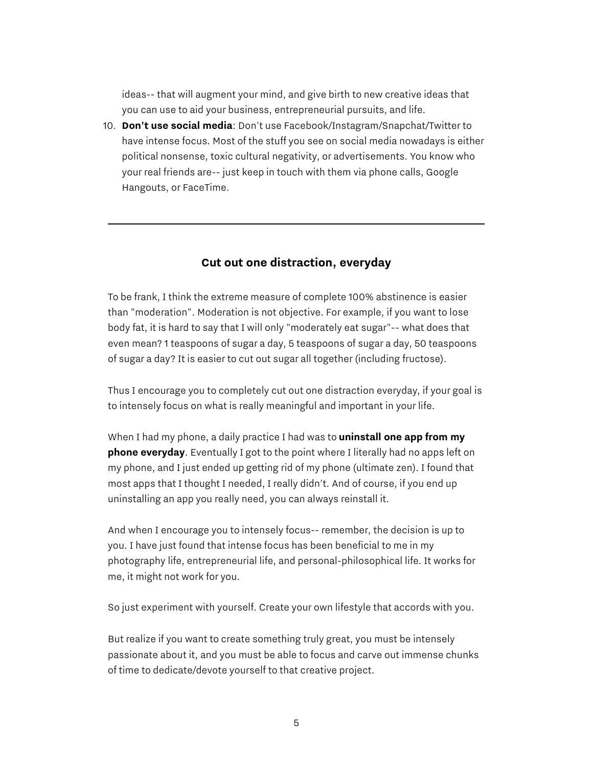ideas-- that will augment your mind, and give birth to new creative ideas that you can use to aid your business, entrepreneurial pursuits, and life.

10. **Don't use social media**: Don't use Facebook/Instagram/Snapchat/Twitter to have intense focus. Most of the stuff you see on social media nowadays is either political nonsense, toxic cultural negativity, or advertisements. You know who your real friends are-- just keep in touch with them via phone calls, Google Hangouts, or FaceTime.

---

## Cut out one distraction, everyday

To be frank, I think the extreme measure of complete 100% abstinence is easier than "moderation". Moderation is not objective. For example, if you want to lose body fat, it is hard to say that I will only "moderately eat sugar"-- what does that even mean? 1 teaspoons of sugar a day, 5 teaspoons of sugar a day, 50 teaspoons of sugar a day? It is easier to cut out sugar all together (including fructose).

Thus I encourage you to completely cut out one distraction everyday, if your goal is to intensely focus on what is really meaningful and important in your life.

When I had my phone, a daily practice I had was to **uninstall one app from my phone everyday**. Eventually I got to the point where I literally had no apps left on my phone, and I just ended up getting rid of my phone (ultimate zen). I found that most apps that I thought I needed, I really didn't. And of course, if you end up uninstalling an app you really need, you can always reinstall it.

And when I encourage you to intensely focus-- remember, the decision is up to you. I have just found that intense focus has been beneficial to me in my photography life, entrepreneurial life, and personal-philosophical life. It works for me, it might not work for you.

So just experiment with yourself. Create your own lifestyle that accords with you.

But realize if you want to create something truly great, you must be intensely passionate about it, and you must be able to focus and carve out immense chunks of time to dedicate/devote yourself to that creative project.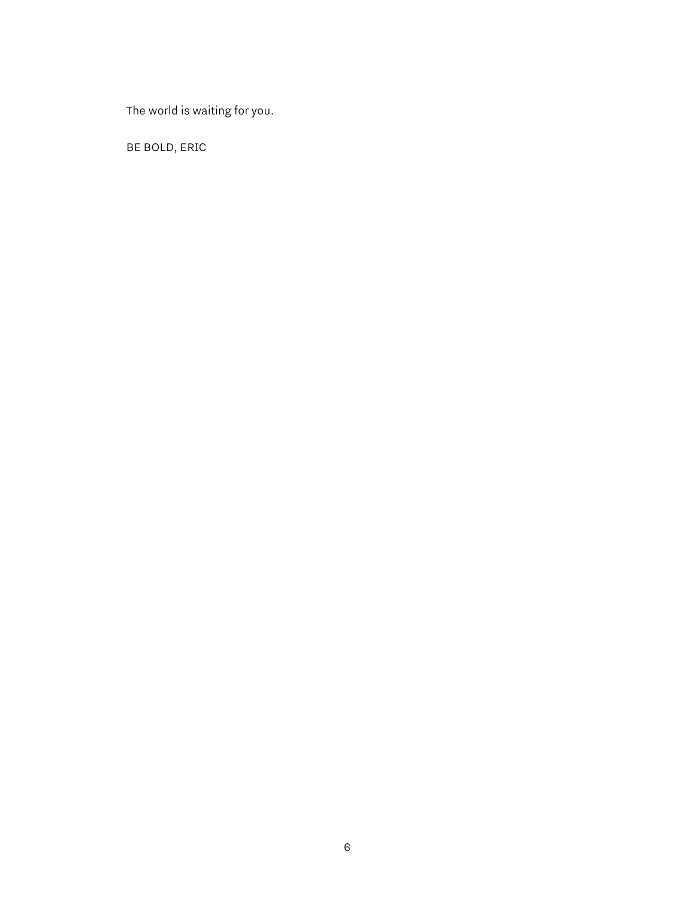The world is waiting for you.

BE BOLD, ERIC